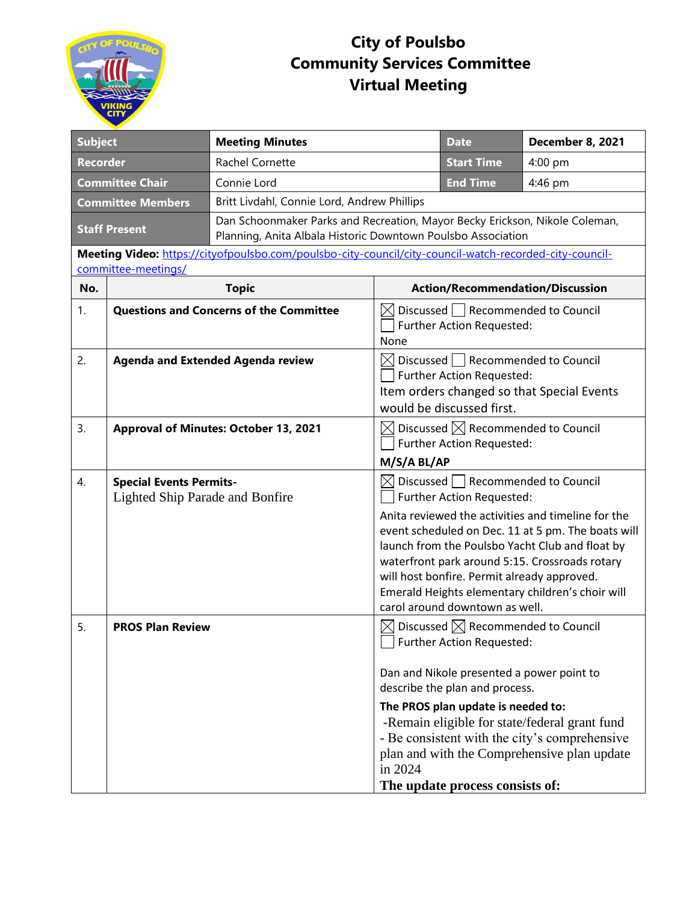# City of Poulsbo
# Community Services Committee
# Virtual Meeting

| Subject | Meeting Minutes | Date | December 8, 2021 |
|---|---|---|---|
| Recorder | Rachel Cornette | Start Time | 4:00 pm |
| Committee Chair | Connie Lord | End Time | 4:46 pm |
| Committee Members | Britt Livdahl, Connie Lord, Andrew Phillips | | |
| Staff Present | Dan Schoonmaker Parks and Recreation, Mayor Becky Erickson, Nikole Coleman, Planning, Anita Albala Historic Downtown Poulsbo Association | | |

**Meeting Video:** https://cityofpoulsbo.com/poulsbo-city-council/city-council-watch-recorded-city-council-committee-meetings/

| No. | Topic | Action/Recommendation/Discussion |
|---|---|---|
| 1. | **Questions and Concerns of the Committee** | ☒ Discussed ☐ Recommended to Council ☐ Further Action Requested: None |
| 2. | **Agenda and Extended Agenda review** | ☒ Discussed ☐ Recommended to Council ☐ Further Action Requested: Item orders changed so that Special Events would be discussed first. |
| 3. | **Approval of Minutes: October 13, 2021** | ☒ Discussed ☒ Recommended to Council ☐ Further Action Requested: **M/S/A BL/AP** |
| 4. | **Special Events Permits-** Lighted Ship Parade and Bonfire | ☒ Discussed ☐ Recommended to Council ☐ Further Action Requested: Anita reviewed the activities and timeline for the event scheduled on Dec. 11 at 5 pm. The boats will launch from the Poulsbo Yacht Club and float by waterfront park around 5:15. Crossroads rotary will host bonfire. Permit already approved. Emerald Heights elementary children's choir will carol around downtown as well. |
| 5. | **PROS Plan Review** | ☒ Discussed ☒ Recommended to Council ☐ Further Action Requested: Dan and Nikole presented a power point to describe the plan and process. **The PROS plan update is needed to:** -Remain eligible for state/federal grant fund - Be consistent with the city's comprehensive plan and with the Comprehensive plan update in 2024 **The update process consists of:** |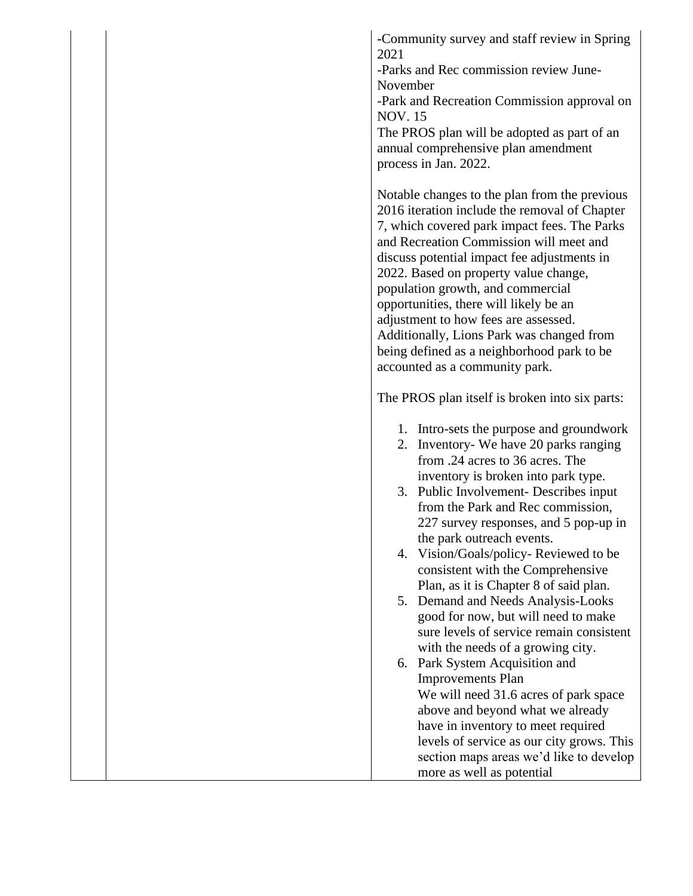| | | -Community survey and staff review in Spring 2021<br>-Parks and Rec commission review June-November<br>-Park and Recreation Commission approval on NOV. 15<br>The PROS plan will be adopted as part of an annual comprehensive plan amendment process in Jan. 2022.<br><br>Notable changes to the plan from the previous 2016 iteration include the removal of Chapter 7, which covered park impact fees. The Parks and Recreation Commission will meet and discuss potential impact fee adjustments in 2022. Based on property value change, population growth, and commercial opportunities, there will likely be an adjustment to how fees are assessed. Additionally, Lions Park was changed from being defined as a neighborhood park to be accounted as a community park.<br><br>The PROS plan itself is broken into six parts:<br><br>1. Intro-sets the purpose and groundwork<br>2. Inventory- We have 20 parks ranging from .24 acres to 36 acres. The inventory is broken into park type.<br>3. Public Involvement- Describes input from the Park and Rec commission, 227 survey responses, and 5 pop-up in the park outreach events.<br>4. Vision/Goals/policy- Reviewed to be consistent with the Comprehensive Plan, as it is Chapter 8 of said plan.<br>5. Demand and Needs Analysis-Looks good for now, but will need to make sure levels of service remain consistent with the needs of a growing city.<br>6. Park System Acquisition and Improvements Plan<br>We will need 31.6 acres of park space above and beyond what we already have in inventory to meet required levels of service as our city grows. This section maps areas we'd like to develop more as well as potential |
|---|---|---|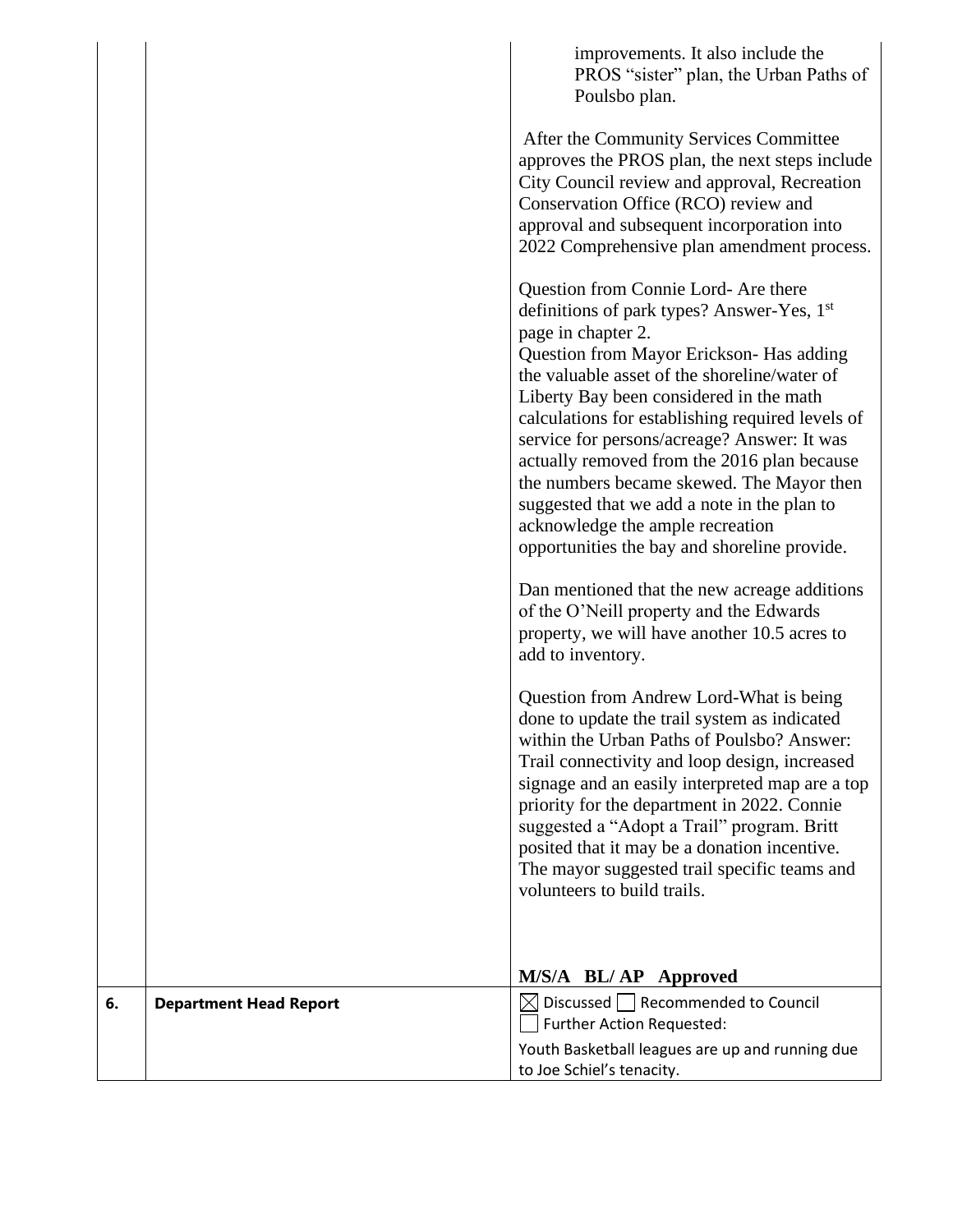| | | |
|---|---|---|
| | | improvements. It also include the PROS "sister" plan, the Urban Paths of Poulsbo plan.<br><br>After the Community Services Committee approves the PROS plan, the next steps include City Council review and approval, Recreation Conservation Office (RCO) review and approval and subsequent incorporation into 2022 Comprehensive plan amendment process.<br><br>Question from Connie Lord- Are there definitions of park types? Answer-Yes, 1st page in chapter 2.<br>Question from Mayor Erickson- Has adding the valuable asset of the shoreline/water of Liberty Bay been considered in the math calculations for establishing required levels of service for persons/acreage? Answer: It was actually removed from the 2016 plan because the numbers became skewed. The Mayor then suggested that we add a note in the plan to acknowledge the ample recreation opportunities the bay and shoreline provide.<br><br>Dan mentioned that the new acreage additions of the O'Neill property and the Edwards property, we will have another 10.5 acres to add to inventory.<br><br>Question from Andrew Lord-What is being done to update the trail system as indicated within the Urban Paths of Poulsbo? Answer: Trail connectivity and loop design, increased signage and an easily interpreted map are a top priority for the department in 2022. Connie suggested a "Adopt a Trail" program. Britt posited that it may be a donation incentive. The mayor suggested trail specific teams and volunteers to build trails.<br><br>**M/S/A BL/ AP Approved** |
| **6.** | **Department Head Report** | ☒ Discussed ☐ Recommended to Council<br>☐ Further Action Requested:<br>Youth Basketball leagues are up and running due to Joe Schiel's tenacity. |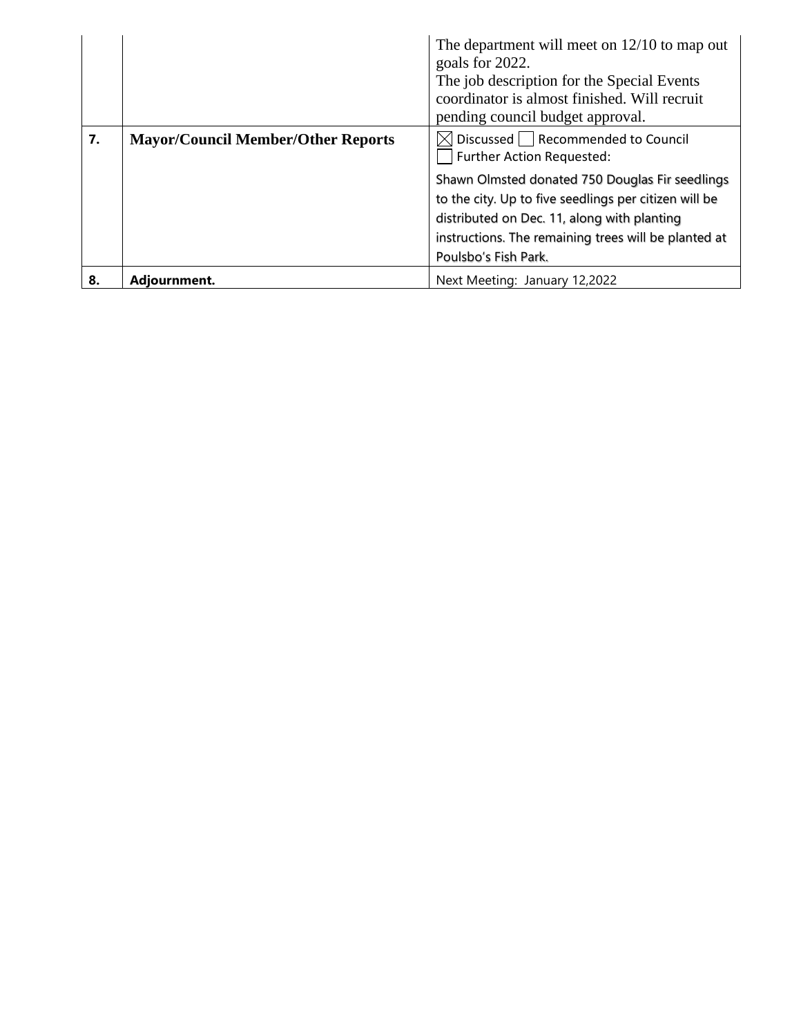| | | |
|---|---|---|
| | | The department will meet on 12/10 to map out goals for 2022.<br>The job description for the Special Events coordinator is almost finished. Will recruit pending council budget approval. |
| **7.** | **Mayor/Council Member/Other Reports** | ☒ Discussed ☐ Recommended to Council ☐ Further Action Requested:<br>Shawn Olmsted donated 750 Douglas Fir seedlings to the city. Up to five seedlings per citizen will be distributed on Dec. 11, along with planting instructions. The remaining trees will be planted at Poulsbo's Fish Park. |
| **8.** | **Adjournment.** | Next Meeting: January 12,2022 |